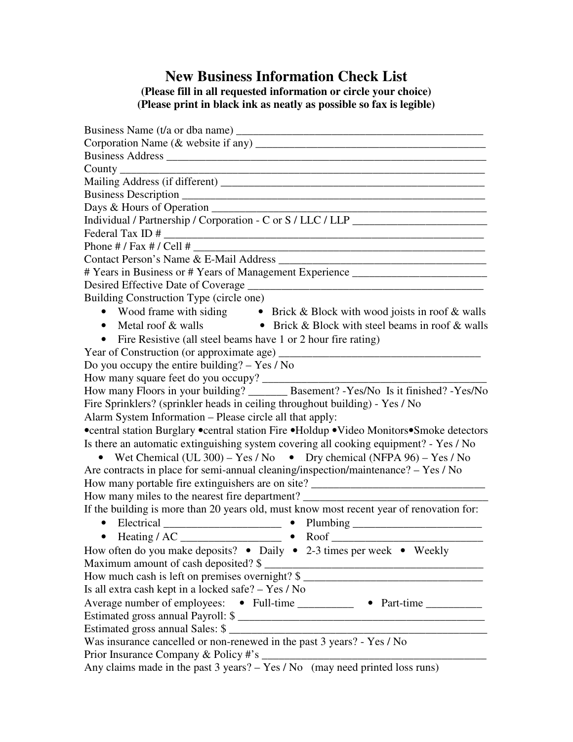# New Business Information Check List

**(Please fill in all requested information or circle your choice)**
**(Please print in black ink as neatly as possible so fax is legible)**

Business Name (t/a or dba name) _____________________________________________

Corporation Name (& website if any) __________________________________________

Business Address ____________________________________________________________

County _____________________________________________________________________

Mailing Address (if different) __________________________________________________

Business Description _________________________________________________________

Days & Hours of Operation ____________________________________________________

Individual / Partnership / Corporation - C or S / LLC / LLP ________________________

Federal Tax ID # ____________________________________________________________

Phone # / Fax # / Cell # _______________________________________________________

Contact Person's Name & E-Mail Address _______________________________________

# Years in Business or # Years of Management Experience ________________________

Desired Effective Date of Coverage ____________________________________________

Building Construction Type (circle one)

- Wood frame with siding
- Brick & Block with wood joists in roof & walls
- Metal roof & walls
- Brick & Block with steel beams in roof & walls
- Fire Resistive (all steel beams have 1 or 2 hour fire rating)

Year of Construction (or approximate age) ____________________________________

Do you occupy the entire building? – Yes / No

How many square feet do you occupy? _________________________________________

How many Floors in your building? _______ Basement? -Yes/No Is it finished? -Yes/No

Fire Sprinklers? (sprinkler heads in ceiling throughout building) - Yes / No

Alarm System Information – Please circle all that apply:

•central station Burglary •central station Fire •Holdup •Video Monitors•Smoke detectors

Is there an automatic extinguishing system covering all cooking equipment? - Yes / No

- Wet Chemical (UL 300) – Yes / No
- Dry chemical (NFPA 96) – Yes / No

Are contracts in place for semi-annual cleaning/inspection/maintenance? – Yes / No

How many portable fire extinguishers are on site? ________________________________

How many miles to the nearest fire department? _________________________________

If the building is more than 20 years old, must know most recent year of renovation for:

- Electrical _____________________
- Plumbing ________________________
- Heating / AC __________________
- Roof ___________________________

How often do you make deposits? • Daily • 2-3 times per week • Weekly

Maximum amount of cash deposited? $ ________________________________________

How much cash is left on premises overnight? $ _________________________________

Is all extra cash kept in a locked safe? – Yes / No

Average number of employees: • Full-time __________ • Part-time __________

Estimated gross annual Payroll: $ _____________________________________________

Estimated gross annual Sales: $ _______________________________________________

Was insurance cancelled or non-renewed in the past 3 years? - Yes / No

Prior Insurance Company & Policy #'s __________________________________________

Any claims made in the past 3 years? – Yes / No (may need printed loss runs)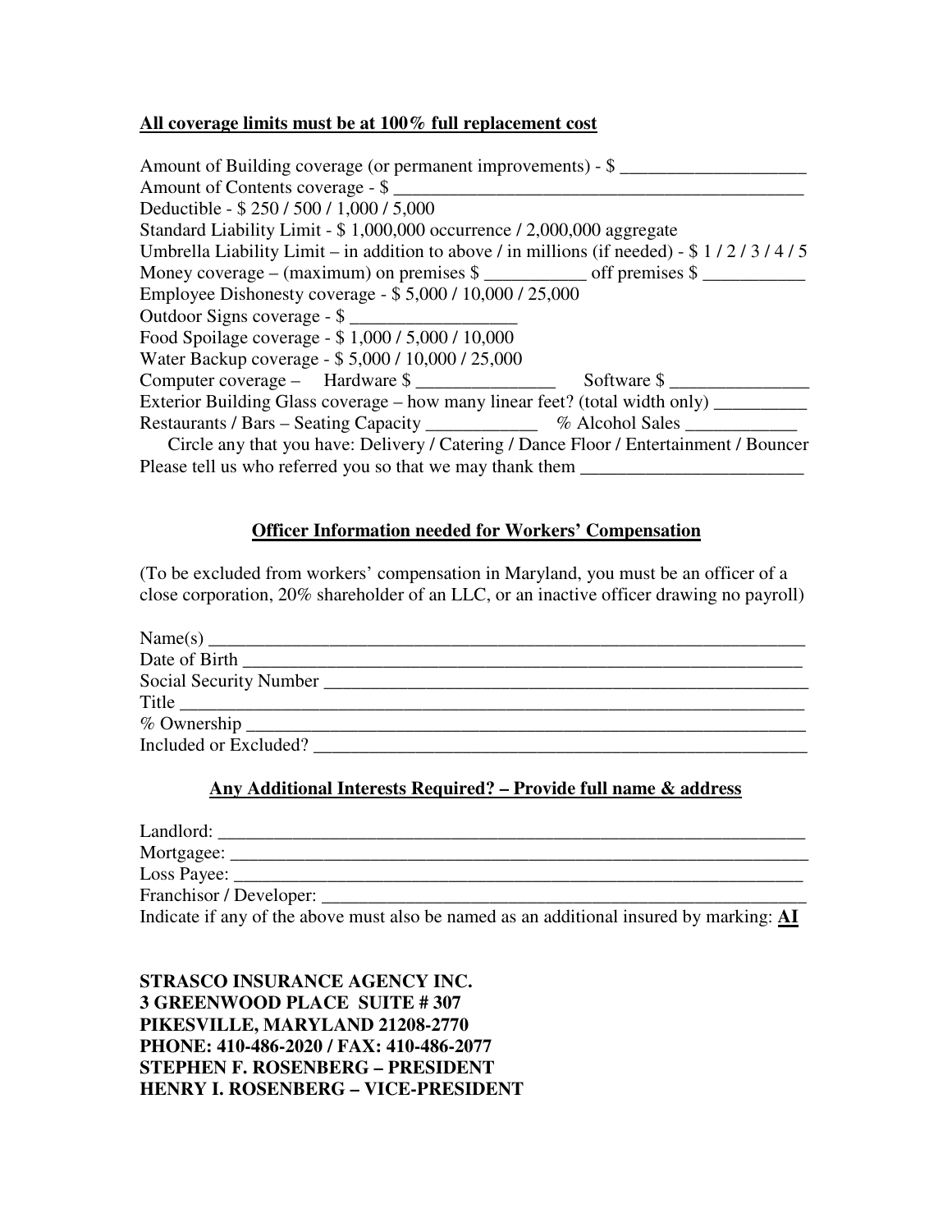**All coverage limits must be at 100% full replacement cost**

Amount of Building coverage (or permanent improvements) - $ ____________________
Amount of Contents coverage - $ ____________________________________________
Deductible - $ 250 / 500 / 1,000 / 5,000
Standard Liability Limit - $ 1,000,000 occurrence / 2,000,000 aggregate
Umbrella Liability Limit – in addition to above / in millions (if needed) - $ 1 / 2 / 3 / 4 / 5
Money coverage – (maximum) on premises $ ___________ off premises $ ___________
Employee Dishonesty coverage - $ 5,000 / 10,000 / 25,000
Outdoor Signs coverage - $ _________________
Food Spoilage coverage - $ 1,000 / 5,000 / 10,000
Water Backup coverage - $ 5,000 / 10,000 / 25,000
Computer coverage – Hardware $ _______________ Software $ _______________
Exterior Building Glass coverage – how many linear feet? (total width only) __________
Restaurants / Bars – Seating Capacity ____________ % Alcohol Sales ____________
Circle any that you have: Delivery / Catering / Dance Floor / Entertainment / Bouncer
Please tell us who referred you so that we may thank them ________________________

## Officer Information needed for Workers' Compensation

(To be excluded from workers' compensation in Maryland, you must be an officer of a close corporation, 20% shareholder of an LLC, or an inactive officer drawing no payroll)

Name(s) ________________________________________________________________
Date of Birth ____________________________________________________________
Social Security Number ___________________________________________________
Title ___________________________________________________________________
% Ownership _____________________________________________________________
Included or Excluded? ____________________________________________________

## Any Additional Interests Required? – Provide full name & address

Landlord: _______________________________________________________________
Mortgagee: ______________________________________________________________
Loss Payee: _____________________________________________________________
Franchisor / Developer: ___________________________________________________
Indicate if any of the above must also be named as an additional insured by marking: **AI**

**STRASCO INSURANCE AGENCY INC.**
**3 GREENWOOD PLACE SUITE # 307**
**PIKESVILLE, MARYLAND 21208-2770**
**PHONE: 410-486-2020 / FAX: 410-486-2077**
**STEPHEN F. ROSENBERG – PRESIDENT**
**HENRY I. ROSENBERG – VICE-PRESIDENT**